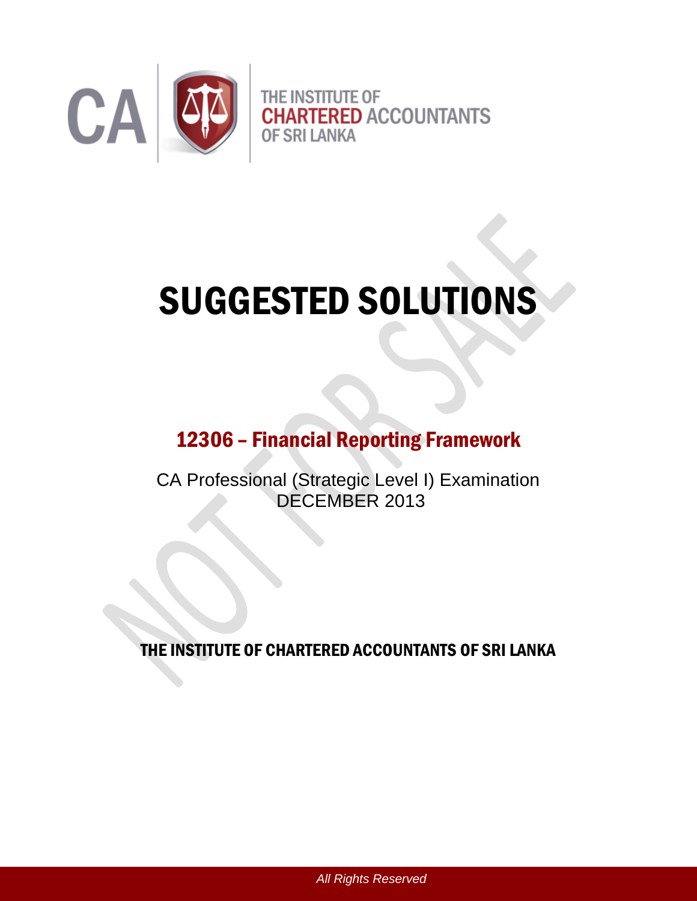CA | THE INSTITUTE OF CHARTERED ACCOUNTANTS OF SRI LANKA

# SUGGESTED SOLUTIONS

## 12306 – Financial Reporting Framework

CA Professional (Strategic Level I) Examination
DECEMBER 2013

**THE INSTITUTE OF CHARTERED ACCOUNTANTS OF SRI LANKA**

*All Rights Reserved*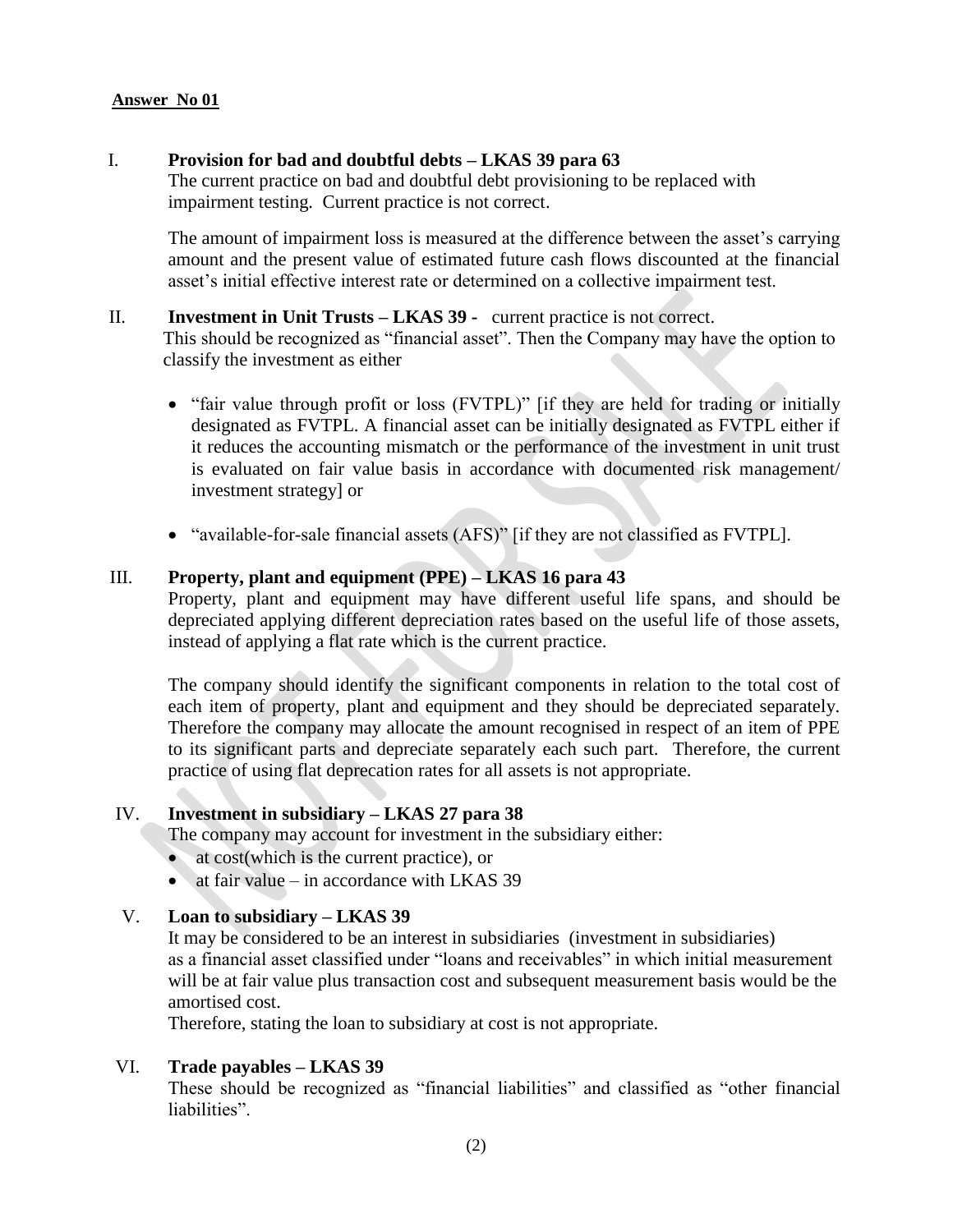**Answer No 01**

I. **Provision for bad and doubtful debts – LKAS 39 para 63**
The current practice on bad and doubtful debt provisioning to be replaced with impairment testing. Current practice is not correct.

The amount of impairment loss is measured at the difference between the asset's carrying amount and the present value of estimated future cash flows discounted at the financial asset's initial effective interest rate or determined on a collective impairment test.

II. **Investment in Unit Trusts – LKAS 39 -** current practice is not correct.
This should be recognized as "financial asset". Then the Company may have the option to classify the investment as either

- "fair value through profit or loss (FVTPL)" [if they are held for trading or initially designated as FVTPL. A financial asset can be initially designated as FVTPL either if it reduces the accounting mismatch or the performance of the investment in unit trust is evaluated on fair value basis in accordance with documented risk management/ investment strategy] or

- "available-for-sale financial assets (AFS)" [if they are not classified as FVTPL].

III. **Property, plant and equipment (PPE) – LKAS 16 para 43**
Property, plant and equipment may have different useful life spans, and should be depreciated applying different depreciation rates based on the useful life of those assets, instead of applying a flat rate which is the current practice.

The company should identify the significant components in relation to the total cost of each item of property, plant and equipment and they should be depreciated separately. Therefore the company may allocate the amount recognised in respect of an item of PPE to its significant parts and depreciate separately each such part. Therefore, the current practice of using flat deprecation rates for all assets is not appropriate.

IV. **Investment in subsidiary – LKAS 27 para 38**
The company may account for investment in the subsidiary either:
- at cost(which is the current practice), or
- at fair value – in accordance with LKAS 39

V. **Loan to subsidiary – LKAS 39**
It may be considered to be an interest in subsidiaries (investment in subsidiaries) as a financial asset classified under "loans and receivables" in which initial measurement will be at fair value plus transaction cost and subsequent measurement basis would be the amortised cost.
Therefore, stating the loan to subsidiary at cost is not appropriate.

VI. **Trade payables – LKAS 39**
These should be recognized as "financial liabilities" and classified as "other financial liabilities".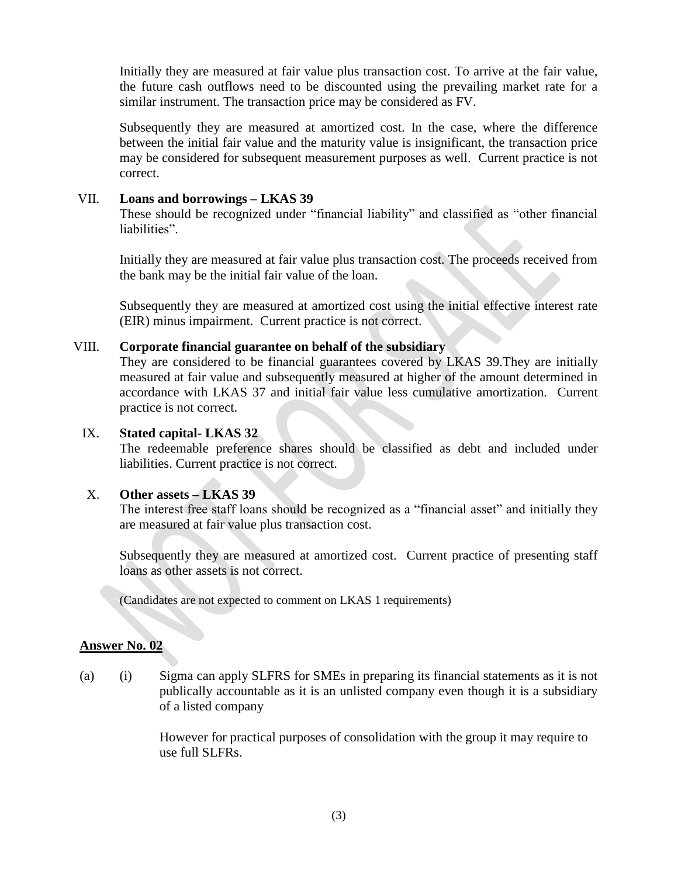Initially they are measured at fair value plus transaction cost. To arrive at the fair value, the future cash outflows need to be discounted using the prevailing market rate for a similar instrument. The transaction price may be considered as FV.

Subsequently they are measured at amortized cost. In the case, where the difference between the initial fair value and the maturity value is insignificant, the transaction price may be considered for subsequent measurement purposes as well. Current practice is not correct.

VII. **Loans and borrowings – LKAS 39**

These should be recognized under "financial liability" and classified as "other financial liabilities".

Initially they are measured at fair value plus transaction cost. The proceeds received from the bank may be the initial fair value of the loan.

Subsequently they are measured at amortized cost using the initial effective interest rate (EIR) minus impairment. Current practice is not correct.

VIII. **Corporate financial guarantee on behalf of the subsidiary**

They are considered to be financial guarantees covered by LKAS 39.They are initially measured at fair value and subsequently measured at higher of the amount determined in accordance with LKAS 37 and initial fair value less cumulative amortization. Current practice is not correct.

IX. **Stated capital- LKAS 32**

The redeemable preference shares should be classified as debt and included under liabilities. Current practice is not correct.

X. **Other assets – LKAS 39**

The interest free staff loans should be recognized as a "financial asset" and initially they are measured at fair value plus transaction cost.

Subsequently they are measured at amortized cost. Current practice of presenting staff loans as other assets is not correct.

(Candidates are not expected to comment on LKAS 1 requirements)

## Answer No. 02

(a) (i) Sigma can apply SLFRS for SMEs in preparing its financial statements as it is not publically accountable as it is an unlisted company even though it is a subsidiary of a listed company

However for practical purposes of consolidation with the group it may require to use full SLFRs.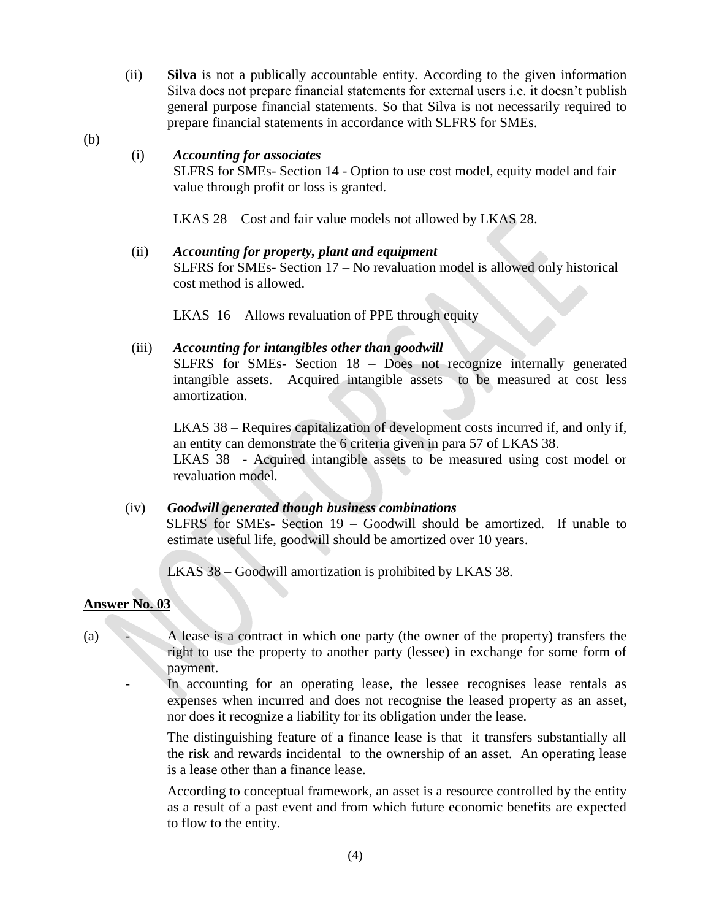(ii) **Silva** is not a publically accountable entity. According to the given information Silva does not prepare financial statements for external users i.e. it doesn't publish general purpose financial statements. So that Silva is not necessarily required to prepare financial statements in accordance with SLFRS for SMEs.

(b)

(i) ***Accounting for associates***

SLFRS for SMEs- Section 14 - Option to use cost model, equity model and fair value through profit or loss is granted.

LKAS 28 – Cost and fair value models not allowed by LKAS 28.

(ii) ***Accounting for property, plant and equipment***

SLFRS for SMEs- Section 17 – No revaluation model is allowed only historical cost method is allowed.

LKAS 16 – Allows revaluation of PPE through equity

(iii) ***Accounting for intangibles other than goodwill***

SLFRS for SMEs- Section 18 – Does not recognize internally generated intangible assets. Acquired intangible assets to be measured at cost less amortization.

LKAS 38 – Requires capitalization of development costs incurred if, and only if, an entity can demonstrate the 6 criteria given in para 57 of LKAS 38.

LKAS 38 - Acquired intangible assets to be measured using cost model or revaluation model.

(iv) ***Goodwill generated though business combinations***

SLFRS for SMEs- Section 19 – Goodwill should be amortized. If unable to estimate useful life, goodwill should be amortized over 10 years.

LKAS 38 – Goodwill amortization is prohibited by LKAS 38.

## Answer No. 03

(a)

- A lease is a contract in which one party (the owner of the property) transfers the right to use the property to another party (lessee) in exchange for some form of payment.
- In accounting for an operating lease, the lessee recognises lease rentals as expenses when incurred and does not recognise the leased property as an asset, nor does it recognize a liability for its obligation under the lease.

  The distinguishing feature of a finance lease is that it transfers substantially all the risk and rewards incidental to the ownership of an asset. An operating lease is a lease other than a finance lease.

  According to conceptual framework, an asset is a resource controlled by the entity as a result of a past event and from which future economic benefits are expected to flow to the entity.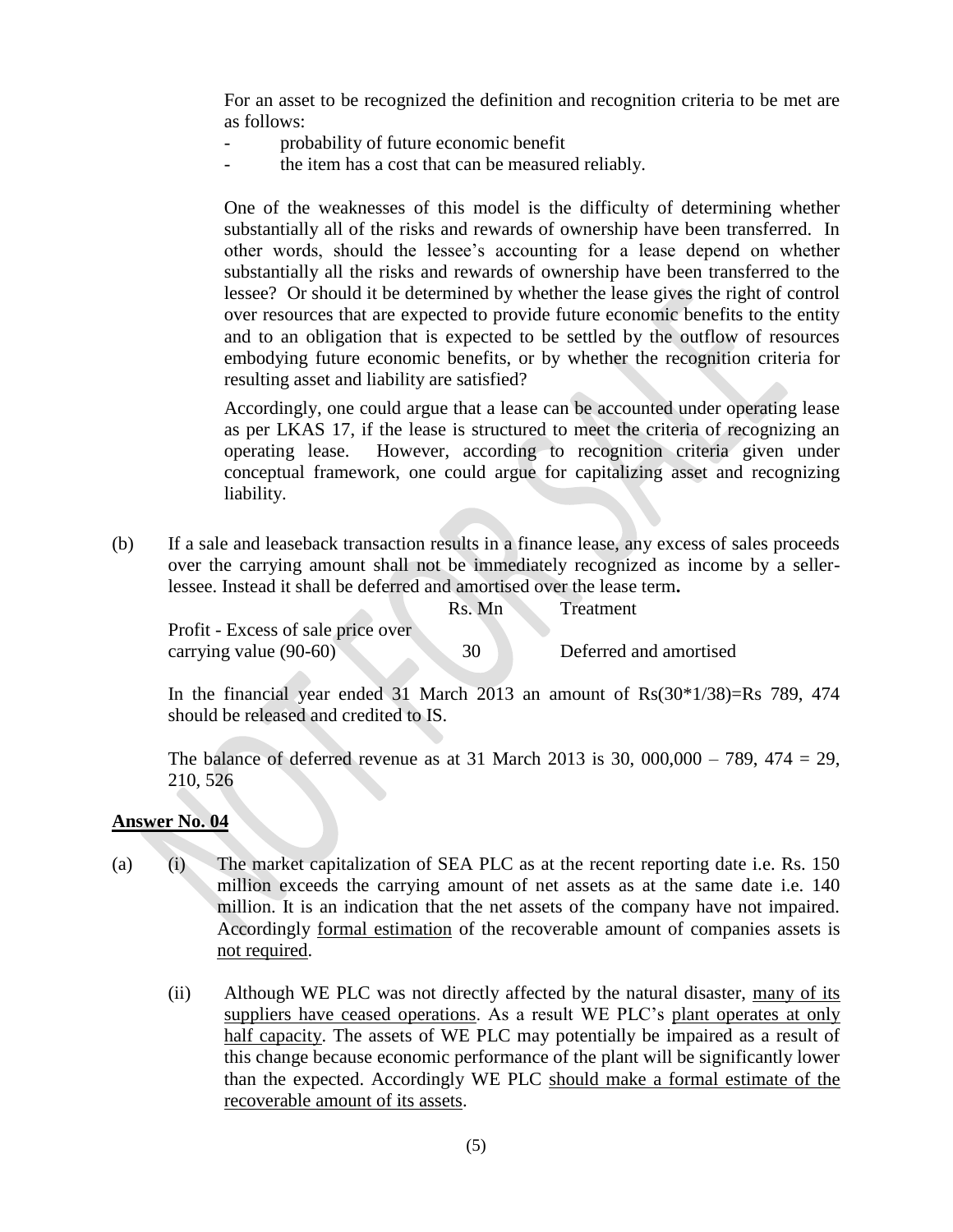For an asset to be recognized the definition and recognition criteria to be met are as follows:

- probability of future economic benefit
- the item has a cost that can be measured reliably.

One of the weaknesses of this model is the difficulty of determining whether substantially all of the risks and rewards of ownership have been transferred. In other words, should the lessee's accounting for a lease depend on whether substantially all the risks and rewards of ownership have been transferred to the lessee? Or should it be determined by whether the lease gives the right of control over resources that are expected to provide future economic benefits to the entity and to an obligation that is expected to be settled by the outflow of resources embodying future economic benefits, or by whether the recognition criteria for resulting asset and liability are satisfied?

Accordingly, one could argue that a lease can be accounted under operating lease as per LKAS 17, if the lease is structured to meet the criteria of recognizing an operating lease. However, according to recognition criteria given under conceptual framework, one could argue for capitalizing asset and recognizing liability.

(b) If a sale and leaseback transaction results in a finance lease, any excess of sales proceeds over the carrying amount shall not be immediately recognized as income by a seller-lessee. Instead it shall be deferred and amortised over the lease term**.**

| | Rs. Mn | Treatment |
|---|---|---|
| Profit - Excess of sale price over carrying value (90-60) | 30 | Deferred and amortised |

In the financial year ended 31 March 2013 an amount of Rs(30*1/38)=Rs 789, 474 should be released and credited to IS.

The balance of deferred revenue as at 31 March 2013 is 30, 000,000 – 789, 474 = 29, 210, 526

## Answer No. 04

(a) (i) The market capitalization of SEA PLC as at the recent reporting date i.e. Rs. 150 million exceeds the carrying amount of net assets as at the same date i.e. 140 million. It is an indication that the net assets of the company have not impaired. Accordingly formal estimation of the recoverable amount of companies assets is not required.

(ii) Although WE PLC was not directly affected by the natural disaster, many of its suppliers have ceased operations. As a result WE PLC's plant operates at only half capacity. The assets of WE PLC may potentially be impaired as a result of this change because economic performance of the plant will be significantly lower than the expected. Accordingly WE PLC should make a formal estimate of the recoverable amount of its assets.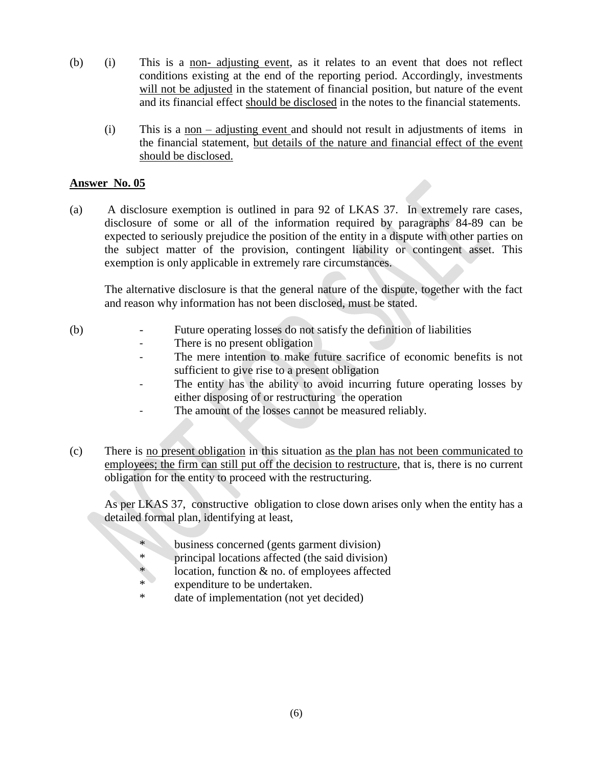(b) (i) This is a non- adjusting event, as it relates to an event that does not reflect conditions existing at the end of the reporting period. Accordingly, investments will not be adjusted in the statement of financial position, but nature of the event and its financial effect should be disclosed in the notes to the financial statements.

(i) This is a non – adjusting event and should not result in adjustments of items in the financial statement, but details of the nature and financial effect of the event should be disclosed.

**Answer No. 05**

(a) A disclosure exemption is outlined in para 92 of LKAS 37. In extremely rare cases, disclosure of some or all of the information required by paragraphs 84-89 can be expected to seriously prejudice the position of the entity in a dispute with other parties on the subject matter of the provision, contingent liability or contingent asset. This exemption is only applicable in extremely rare circumstances.

The alternative disclosure is that the general nature of the dispute, together with the fact and reason why information has not been disclosed, must be stated.

(b)
- Future operating losses do not satisfy the definition of liabilities
- There is no present obligation
- The mere intention to make future sacrifice of economic benefits is not sufficient to give rise to a present obligation
- The entity has the ability to avoid incurring future operating losses by either disposing of or restructuring the operation
- The amount of the losses cannot be measured reliably.

(c) There is no present obligation in this situation as the plan has not been communicated to employees; the firm can still put off the decision to restructure, that is, there is no current obligation for the entity to proceed with the restructuring.

As per LKAS 37, constructive obligation to close down arises only when the entity has a detailed formal plan, identifying at least,

* business concerned (gents garment division)
* principal locations affected (the said division)
* location, function & no. of employees affected
* expenditure to be undertaken.
* date of implementation (not yet decided)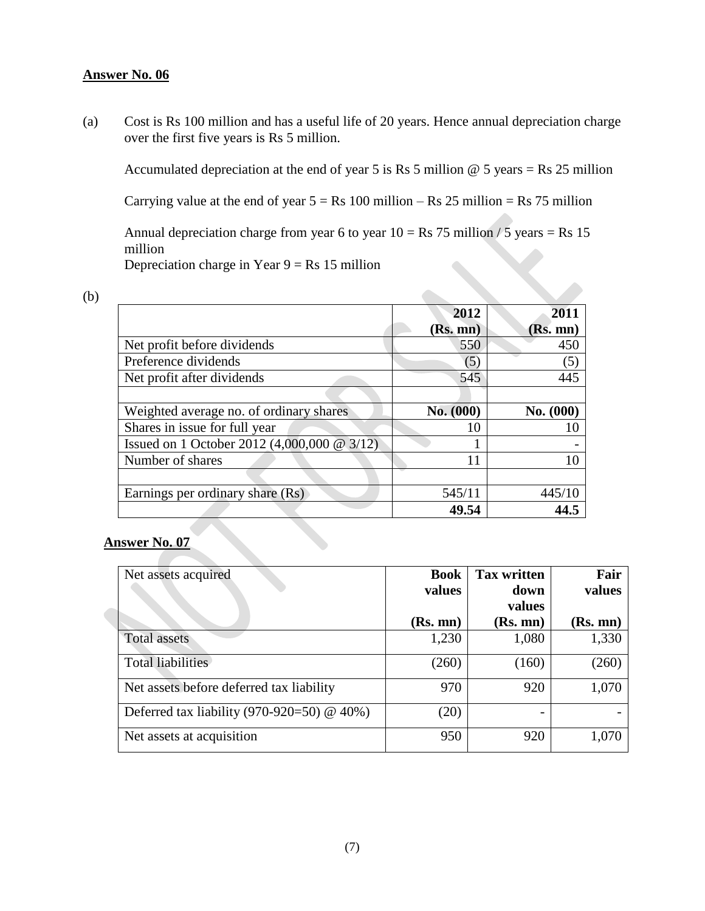**Answer No. 06**

(a) Cost is Rs 100 million and has a useful life of 20 years. Hence annual depreciation charge over the first five years is Rs 5 million.

Accumulated depreciation at the end of year 5 is Rs 5 million @ 5 years = Rs 25 million

Carrying value at the end of year 5 = Rs 100 million – Rs 25 million = Rs 75 million

Annual depreciation charge from year 6 to year 10 = Rs 75 million / 5 years = Rs 15 million
Depreciation charge in Year 9 = Rs 15 million

(b)

| | 2012 (Rs. mn) | 2011 (Rs. mn) |
|---|---:|---:|
| Net profit before dividends | 550 | 450 |
| Preference dividends | (5) | (5) |
| Net profit after dividends | 545 | 445 |
| | | |
| Weighted average no. of ordinary shares | **No. (000)** | **No. (000)** |
| Shares in issue for full year | 10 | 10 |
| Issued on 1 October 2012 (4,000,000 @ 3/12) | 1 | - |
| Number of shares | 11 | 10 |
| | | |
| Earnings per ordinary share (Rs) | 545/11 | 445/10 |
| | **49.54** | **44.5** |

**Answer No. 07**

| Net assets acquired | Book values (Rs. mn) | Tax written down values (Rs. mn) | Fair values (Rs. mn) |
|---|---:|---:|---:|
| Total assets | 1,230 | 1,080 | 1,330 |
| Total liabilities | (260) | (160) | (260) |
| Net assets before deferred tax liability | 970 | 920 | 1,070 |
| Deferred tax liability (970-920=50) @ 40%) | (20) | - | - |
| Net assets at acquisition | 950 | 920 | 1,070 |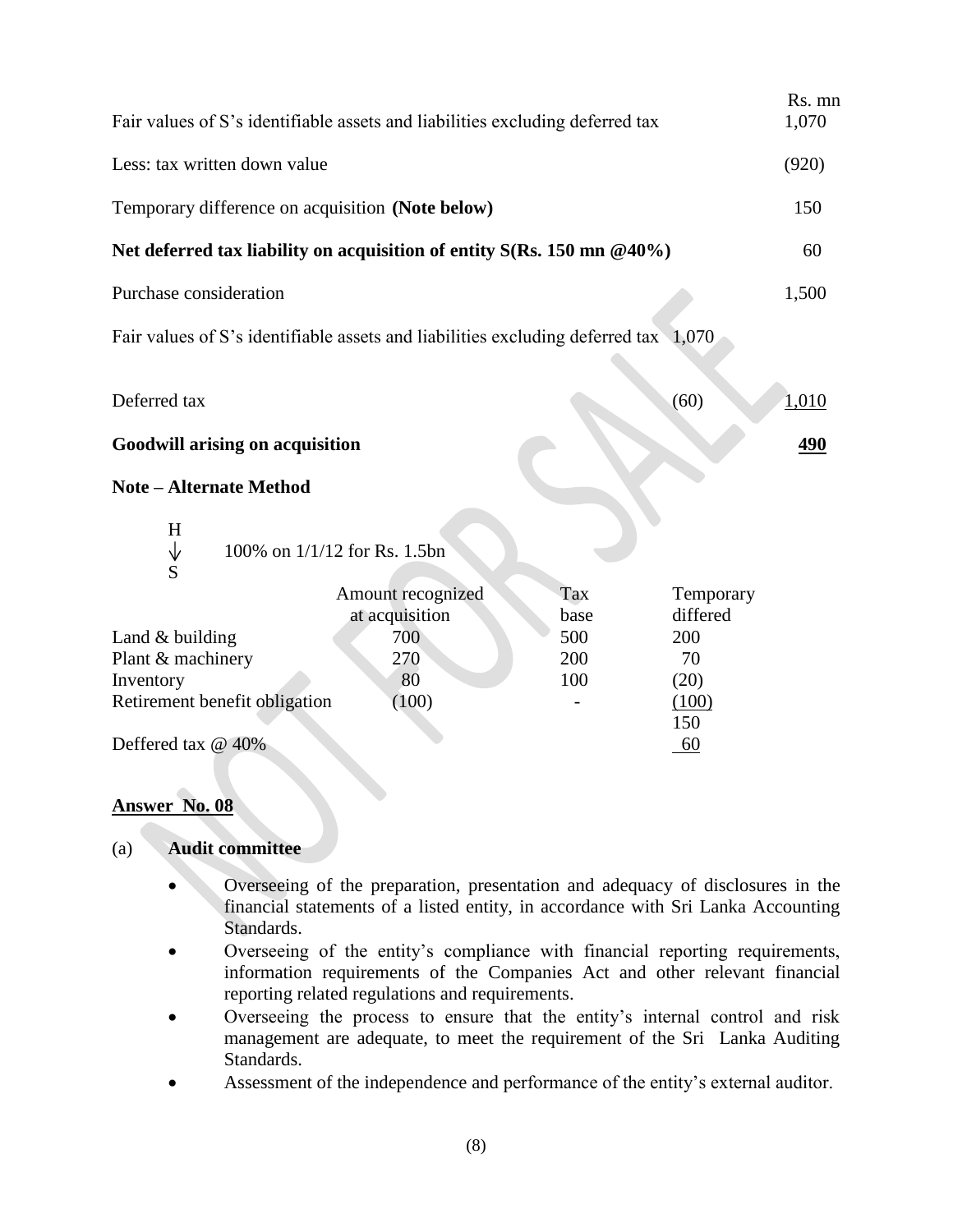| | | Rs. mn |
|---|---|---|
| Fair values of S's identifiable assets and liabilities excluding deferred tax | | 1,070 |
| Less: tax written down value | | (920) |
| Temporary difference on acquisition **(Note below)** | | 150 |
| **Net deferred tax liability on acquisition of entity S(Rs. 150 mn @40%)** | | 60 |
| Purchase consideration | | 1,500 |
| Fair values of S's identifiable assets and liabilities excluding deferred tax | 1,070 | |
| Deferred tax | (60) | 1,010 |
| **Goodwill arising on acquisition** | | **490** |

**Note – Alternate Method**

H
↓ 100% on 1/1/12 for Rs. 1.5bn
S

| | Amount recognized at acquisition | Tax base | Temporary differed |
|---|---|---|---|
| Land & building | 700 | 500 | 200 |
| Plant & machinery | 270 | 200 | 70 |
| Inventory | 80 | 100 | (20) |
| Retirement benefit obligation | (100) | - | (100) |
| | | | 150 |
| Deffered tax @ 40% | | | 60 |

## Answer No. 08

(a) **Audit committee**

- Overseeing of the preparation, presentation and adequacy of disclosures in the financial statements of a listed entity, in accordance with Sri Lanka Accounting Standards.
- Overseeing of the entity's compliance with financial reporting requirements, information requirements of the Companies Act and other relevant financial reporting related regulations and requirements.
- Overseeing the process to ensure that the entity's internal control and risk management are adequate, to meet the requirement of the Sri Lanka Auditing Standards.
- Assessment of the independence and performance of the entity's external auditor.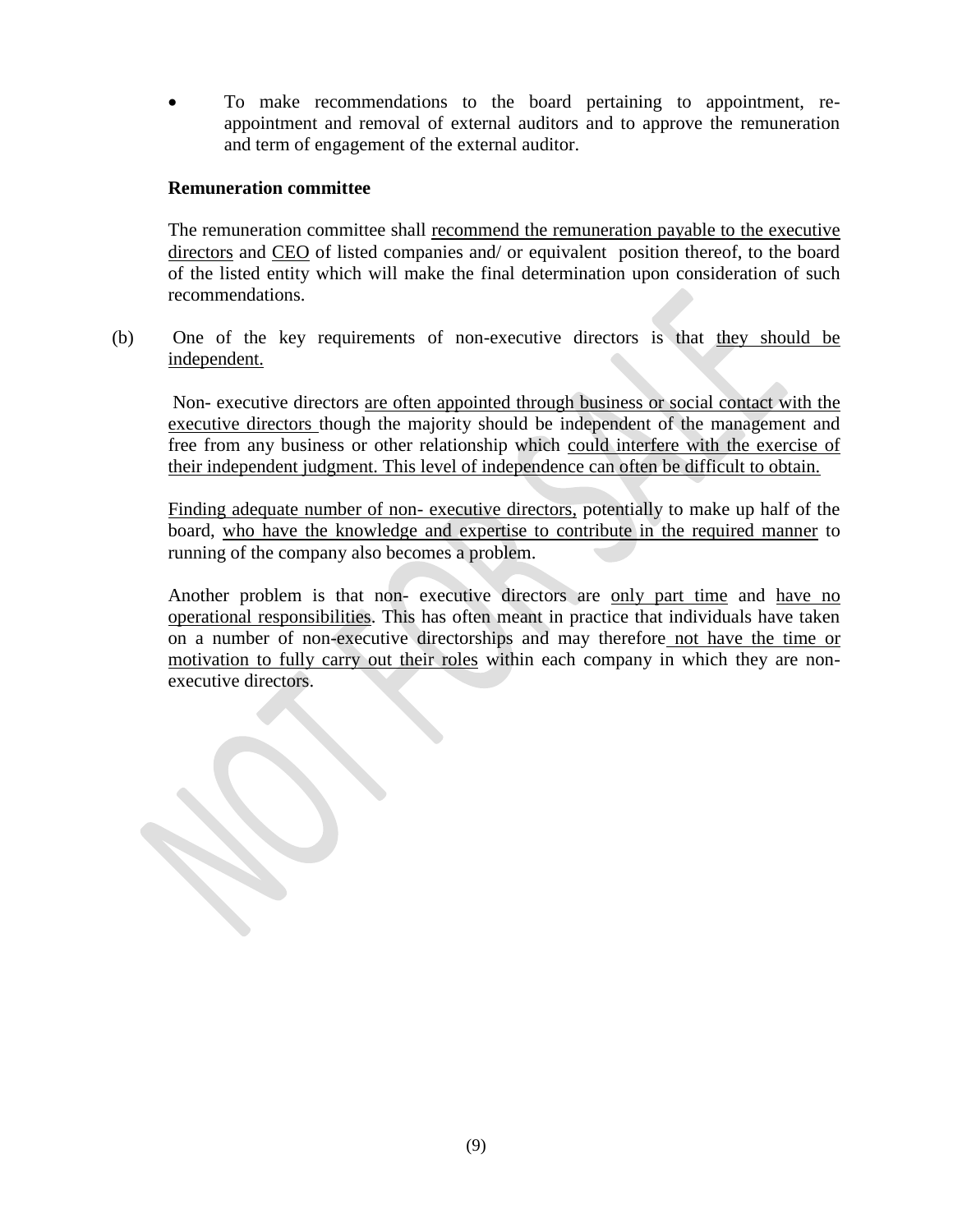- To make recommendations to the board pertaining to appointment, re-appointment and removal of external auditors and to approve the remuneration and term of engagement of the external auditor.

**Remuneration committee**

The remuneration committee shall recommend the remuneration payable to the executive directors and CEO of listed companies and/ or equivalent position thereof, to the board of the listed entity which will make the final determination upon consideration of such recommendations.

(b) One of the key requirements of non-executive directors is that they should be independent.

Non- executive directors are often appointed through business or social contact with the executive directors though the majority should be independent of the management and free from any business or other relationship which could interfere with the exercise of their independent judgment. This level of independence can often be difficult to obtain.

Finding adequate number of non- executive directors, potentially to make up half of the board, who have the knowledge and expertise to contribute in the required manner to running of the company also becomes a problem.

Another problem is that non- executive directors are only part time and have no operational responsibilities. This has often meant in practice that individuals have taken on a number of non-executive directorships and may therefore not have the time or motivation to fully carry out their roles within each company in which they are non-executive directors.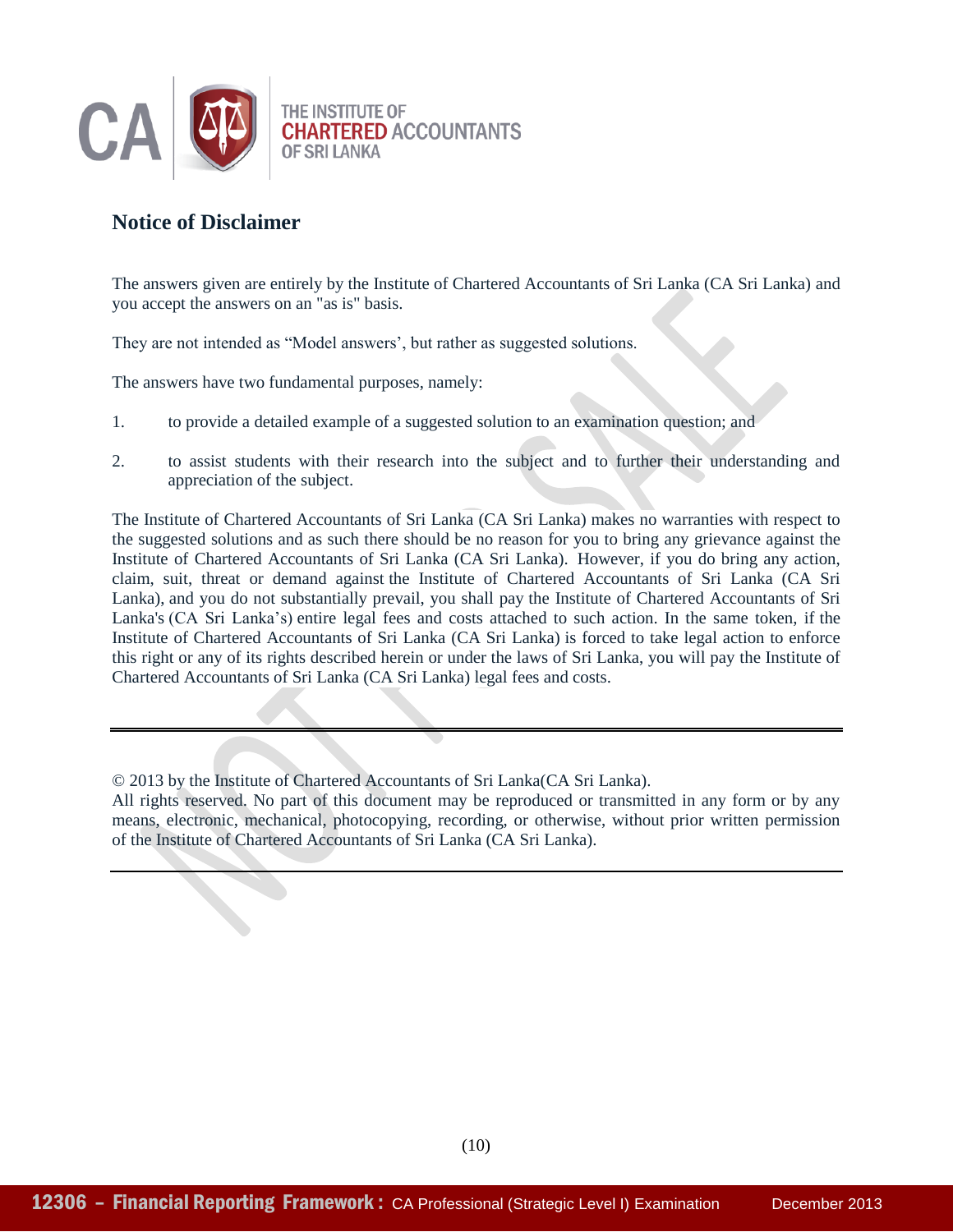# Notice of Disclaimer

The answers given are entirely by the Institute of Chartered Accountants of Sri Lanka (CA Sri Lanka) and you accept the answers on an "as is" basis.

They are not intended as "Model answers', but rather as suggested solutions.

The answers have two fundamental purposes, namely:

1. to provide a detailed example of a suggested solution to an examination question; and

2. to assist students with their research into the subject and to further their understanding and appreciation of the subject.

The Institute of Chartered Accountants of Sri Lanka (CA Sri Lanka) makes no warranties with respect to the suggested solutions and as such there should be no reason for you to bring any grievance against the Institute of Chartered Accountants of Sri Lanka (CA Sri Lanka). However, if you do bring any action, claim, suit, threat or demand against the Institute of Chartered Accountants of Sri Lanka (CA Sri Lanka), and you do not substantially prevail, you shall pay the Institute of Chartered Accountants of Sri Lanka's (CA Sri Lanka's) entire legal fees and costs attached to such action. In the same token, if the Institute of Chartered Accountants of Sri Lanka (CA Sri Lanka) is forced to take legal action to enforce this right or any of its rights described herein or under the laws of Sri Lanka, you will pay the Institute of Chartered Accountants of Sri Lanka (CA Sri Lanka) legal fees and costs.

---

© 2013 by the Institute of Chartered Accountants of Sri Lanka(CA Sri Lanka).
All rights reserved. No part of this document may be reproduced or transmitted in any form or by any means, electronic, mechanical, photocopying, recording, or otherwise, without prior written permission of the Institute of Chartered Accountants of Sri Lanka (CA Sri Lanka).

---